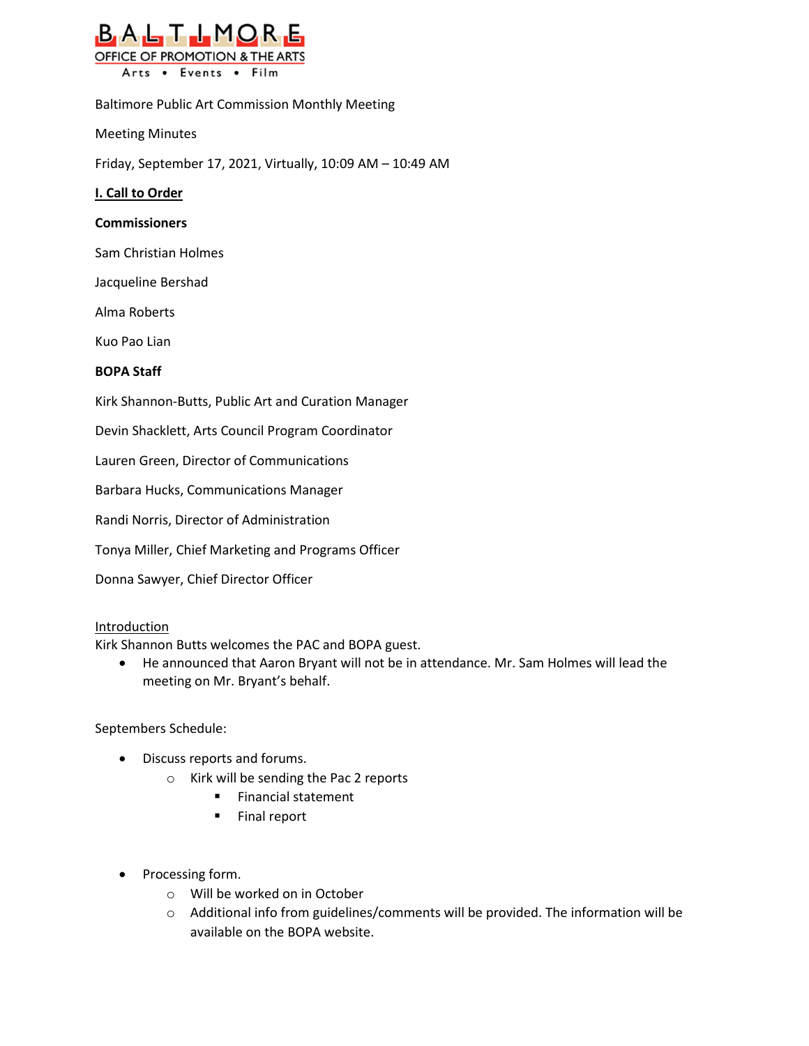BALTIMORE
OFFICE OF PROMOTION & THE ARTS
Arts • Events • Film

Baltimore Public Art Commission Monthly Meeting

Meeting Minutes

Friday, September 17, 2021, Virtually, 10:09 AM – 10:49 AM

## I. Call to Order

**Commissioners**

Sam Christian Holmes

Jacqueline Bershad

Alma Roberts

Kuo Pao Lian

**BOPA Staff**

Kirk Shannon-Butts, Public Art and Curation Manager

Devin Shacklett, Arts Council Program Coordinator

Lauren Green, Director of Communications

Barbara Hucks, Communications Manager

Randi Norris, Director of Administration

Tonya Miller, Chief Marketing and Programs Officer

Donna Sawyer, Chief Director Officer

Introduction

Kirk Shannon Butts welcomes the PAC and BOPA guest.

- He announced that Aaron Bryant will not be in attendance. Mr. Sam Holmes will lead the meeting on Mr. Bryant's behalf.

Septembers Schedule:

- Discuss reports and forums.
  - Kirk will be sending the Pac 2 reports
    - Financial statement
    - Final report

- Processing form.
  - Will be worked on in October
  - Additional info from guidelines/comments will be provided. The information will be available on the BOPA website.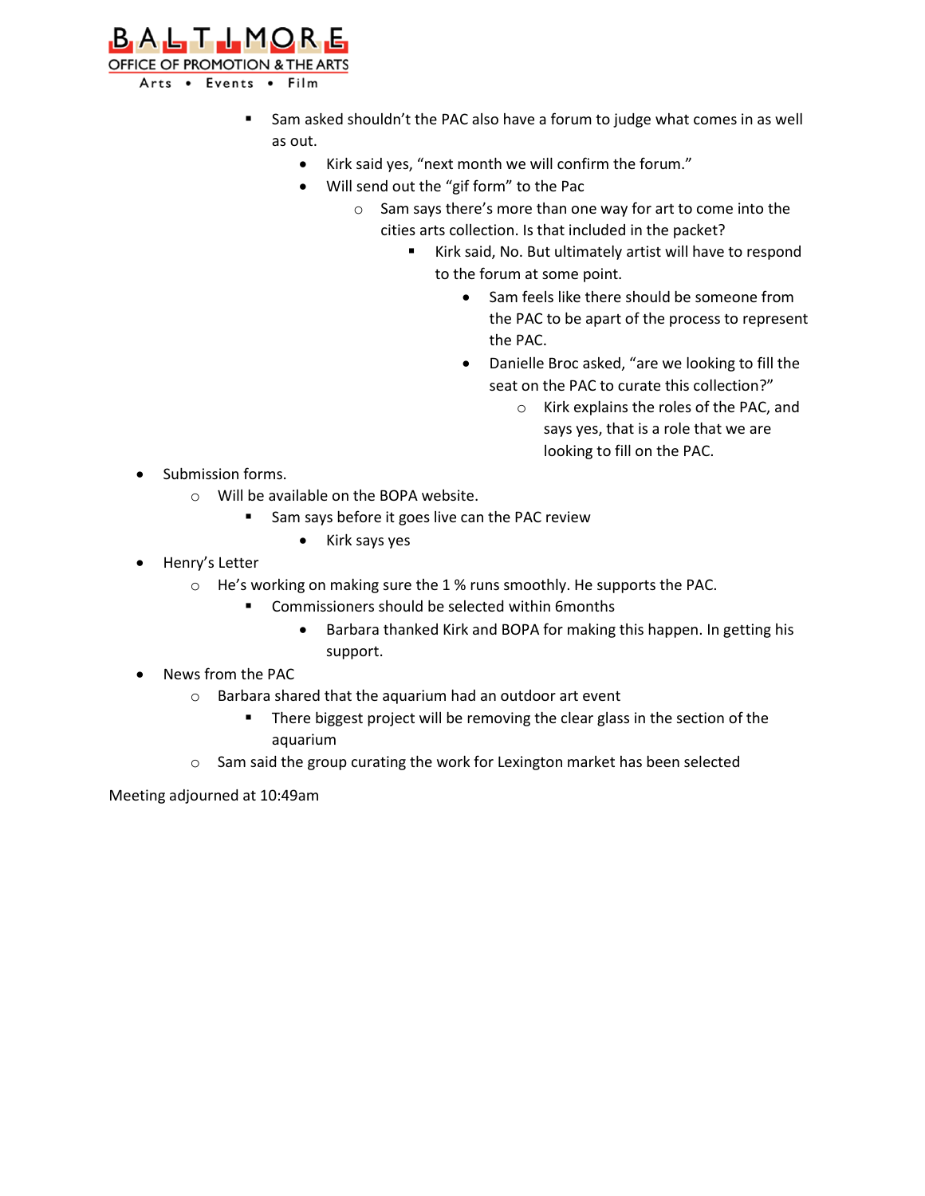- Sam asked shouldn't the PAC also have a forum to judge what comes in as well as out.
  - Kirk said yes, "next month we will confirm the forum."
  - Will send out the "gif form" to the Pac
    - Sam says there's more than one way for art to come into the cities arts collection. Is that included in the packet?
      - Kirk said, No. But ultimately artist will have to respond to the forum at some point.
        - Sam feels like there should be someone from the PAC to be apart of the process to represent the PAC.
        - Danielle Broc asked, "are we looking to fill the seat on the PAC to curate this collection?"
          - Kirk explains the roles of the PAC, and says yes, that is a role that we are looking to fill on the PAC.

- Submission forms.
  - Will be available on the BOPA website.
    - Sam says before it goes live can the PAC review
      - Kirk says yes
- Henry's Letter
  - He's working on making sure the 1 % runs smoothly. He supports the PAC.
    - Commissioners should be selected within 6months
      - Barbara thanked Kirk and BOPA for making this happen. In getting his support.
- News from the PAC
  - Barbara shared that the aquarium had an outdoor art event
    - There biggest project will be removing the clear glass in the section of the aquarium
  - Sam said the group curating the work for Lexington market has been selected

Meeting adjourned at 10:49am